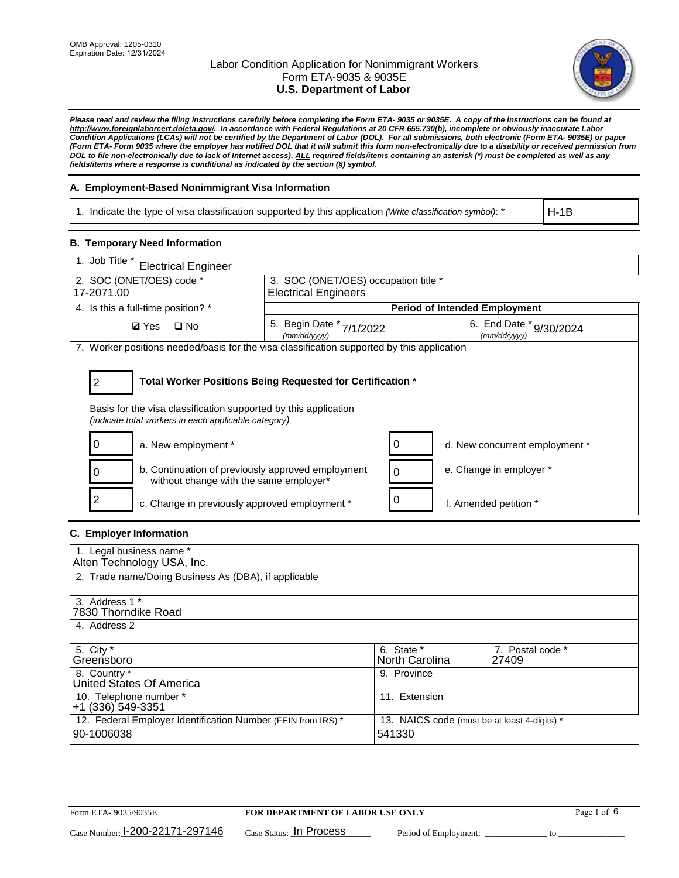OMB Approval: 1205-0310
Expiration Date: 12/31/2024

# Labor Condition Application for Nonimmigrant Workers
## Form ETA-9035 & 9035E
## U.S. Department of Labor

***Please read and review the filing instructions carefully before completing the Form ETA- 9035 or 9035E. A copy of the instructions can be found at http://www.foreignlaborcert.doleta.gov/. In accordance with Federal Regulations at 20 CFR 655.730(b), incomplete or obviously inaccurate Labor Condition Applications (LCAs) will not be certified by the Department of Labor (DOL). For all submissions, both electronic (Form ETA- 9035E) or paper (Form ETA- Form 9035 where the employer has notified DOL that it will submit this form non-electronically due to a disability or received permission from DOL to file non-electronically due to lack of Internet access), ALL required fields/items containing an asterisk (*) must be completed as well as any fields/items where a response is conditional as indicated by the section (§) symbol.***

### A. Employment-Based Nonimmigrant Visa Information

| 1. Indicate the type of visa classification supported by this application *(Write classification symbol)*: * | H-1B |
|---|---|

### B. Temporary Need Information

| 1. Job Title * Electrical Engineer | | |
|---|---|---|
| 2. SOC (ONET/OES) code * 17-2071.00 | 3. SOC (ONET/OES) occupation title * Electrical Engineers | |
| 4. Is this a full-time position? * | **Period of Intended Employment** | |
| ☑ Yes ☐ No | 5. Begin Date * *(mm/dd/yyyy)* 7/1/2022 | 6. End Date * *(mm/dd/yyyy)* 9/30/2024 |

7. Worker positions needed/basis for the visa classification supported by this application

2 **Total Worker Positions Being Requested for Certification ***

Basis for the visa classification supported by this application
*(indicate total workers in each applicable category)*

| Count | Category | Count | Category |
|---|---|---|---|
| 0 | a. New employment * | 0 | d. New concurrent employment * |
| 0 | b. Continuation of previously approved employment without change with the same employer* | 0 | e. Change in employer * |
| 2 | c. Change in previously approved employment * | 0 | f. Amended petition * |

### C. Employer Information

| 1. Legal business name * Alten Technology USA, Inc. | | |
|---|---|---|
| 2. Trade name/Doing Business As (DBA), if applicable | | |
| 3. Address 1 * 7830 Thorndike Road | | |
| 4. Address 2 | | |
| 5. City * Greensboro | 6. State * North Carolina | 7. Postal code * 27409 |
| 8. Country * United States Of America | 9. Province | |
| 10. Telephone number * +1 (336) 549-3351 | 11. Extension | |
| 12. Federal Employer Identification Number (FEIN from IRS) * 90-1006038 | 13. NAICS code (must be at least 4-digits) * 541330 | |

Form ETA- 9035/9035E | **FOR DEPARTMENT OF LABOR USE ONLY**

Case Number: I-200-22171-297146 Case Status: In Process Period of Employment: ______________ to ______________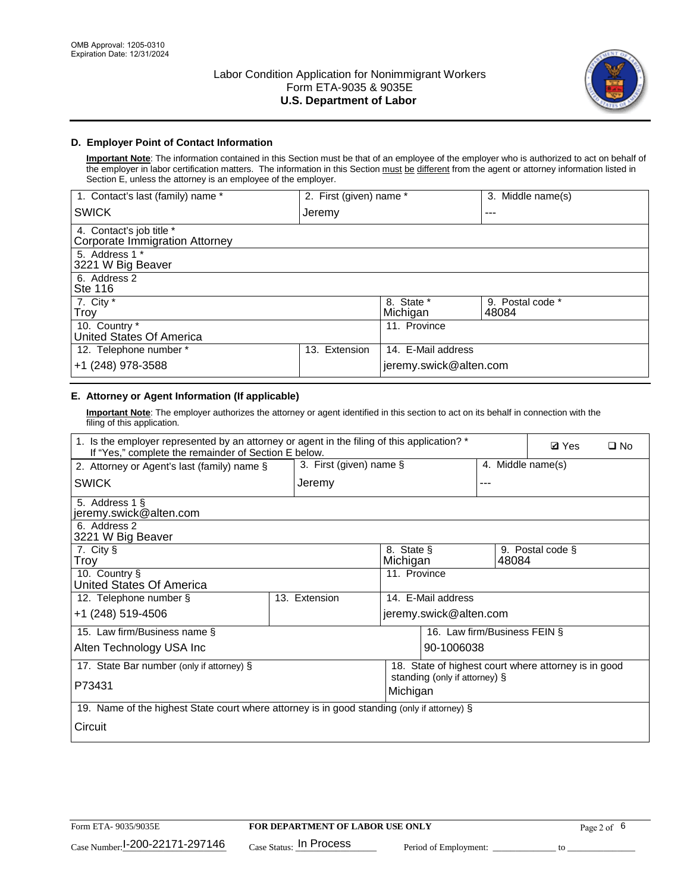OMB Approval: 1205-0310
Expiration Date: 12/31/2024

# Labor Condition Application for Nonimmigrant Workers
Form ETA-9035 & 9035E
**U.S. Department of Labor**

### D. Employer Point of Contact Information

**Important Note**: The information contained in this Section must be that of an employee of the employer who is authorized to act on behalf of the employer in labor certification matters. The information in this Section must be different from the agent or attorney information listed in Section E, unless the attorney is an employee of the employer.

| 1. Contact's last (family) name * | 2. First (given) name * | 3. Middle name(s) |
|---|---|---|
| SWICK | Jeremy | --- |
| 4. Contact's job title * Corporate Immigration Attorney | | |
| 5. Address 1 * 3221 W Big Beaver | | |
| 6. Address 2 Ste 116 | | |
| 7. City * Troy | 8. State * Michigan | 9. Postal code * 48084 |
| 10. Country * United States Of America | 11. Province | |
| 12. Telephone number * +1 (248) 978-3588 | 13. Extension | 14. E-Mail address jeremy.swick@alten.com |

### E. Attorney or Agent Information (If applicable)

**Important Note**: The employer authorizes the attorney or agent identified in this section to act on its behalf in connection with the filing of this application.

| 1. Is the employer represented by an attorney or agent in the filing of this application? * If "Yes," complete the remainder of Section E below. | ☑ Yes ☐ No | |
|---|---|---|
| 2. Attorney or Agent's last (family) name § SWICK | 3. First (given) name § Jeremy | 4. Middle name(s) --- |
| 5. Address 1 § jeremy.swick@alten.com | | |
| 6. Address 2 3221 W Big Beaver | | |
| 7. City § Troy | 8. State § Michigan | 9. Postal code § 48084 |
| 10. Country § United States Of America | 11. Province | |
| 12. Telephone number § +1 (248) 519-4506 | 13. Extension | 14. E-Mail address jeremy.swick@alten.com |
| 15. Law firm/Business name § Alten Technology USA Inc | | 16. Law firm/Business FEIN § 90-1006038 |
| 17. State Bar number (only if attorney) § P73431 | | 18. State of highest court where attorney is in good standing (only if attorney) § Michigan |
| 19. Name of the highest State court where attorney is in good standing (only if attorney) § Circuit | | |

Form ETA- 9035/9035E | **FOR DEPARTMENT OF LABOR USE ONLY**

Case Number: I-200-22171-297146   Case Status: In Process   Period of Employment: _____________ to _____________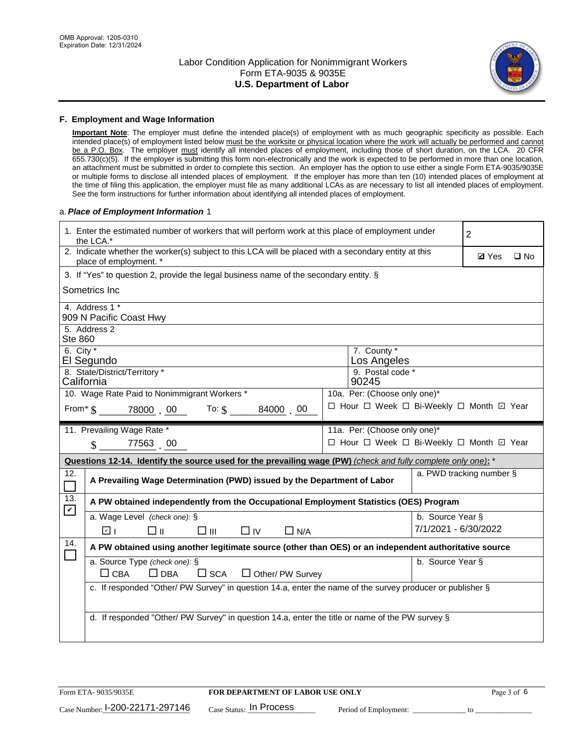OMB Approval: 1205-0310
Expiration Date: 12/31/2024

# Labor Condition Application for Nonimmigrant Workers
## Form ETA-9035 & 9035E
## U.S. Department of Labor

### F. Employment and Wage Information

**Important Note**: The employer must define the intended place(s) of employment with as much geographic specificity as possible. Each intended place(s) of employment listed below must be the worksite or physical location where the work will actually be performed and cannot be a P.O. Box. The employer must identify all intended places of employment, including those of short duration, on the LCA. 20 CFR 655.730(c)(5). If the employer is submitting this form non-electronically and the work is expected to be performed in more than one location, an attachment must be submitted in order to complete this section. An employer has the option to use either a single Form ETA-9035/9035E or multiple forms to disclose all intended places of employment. If the employer has more than ten (10) intended places of employment at the time of filing this application, the employer must file as many additional LCAs as are necessary to list all intended places of employment. See the form instructions for further information about identifying all intended places of employment.

a. ***Place of Employment Information*** 1

| | |
|---|---|
| 1. Enter the estimated number of workers that will perform work at this place of employment under the LCA.* | 2 |
| 2. Indicate whether the worker(s) subject to this LCA will be placed with a secondary entity at this place of employment. * | ☑ Yes ☐ No |
| 3. If "Yes" to question 2, provide the legal business name of the secondary entity. § Sometrics Inc | |
| 4. Address 1 * 909 N Pacific Coast Hwy | |
| 5. Address 2 Ste 860 | |
| 6. City * El Segundo | 7. County * Los Angeles |
| 8. State/District/Territory * California | 9. Postal code * 90245 |
| 10. Wage Rate Paid to Nonimmigrant Workers * From* $ 78000 . 00 To: $ 84000 . 00 | 10a. Per: (Choose only one)* ☐ Hour ☐ Week ☐ Bi-Weekly ☐ Month ☑ Year |
| 11. Prevailing Wage Rate * $ 77563 . 00 | 11a. Per: (Choose only one)* ☐ Hour ☐ Week ☐ Bi-Weekly ☐ Month ☑ Year |

**Questions 12-14. Identify the source used for the prevailing wage (PW)** *(check and fully complete only one)*: *

| | | |
|---|---|---|
| 12. ☐ | **A Prevailing Wage Determination (PWD) issued by the Department of Labor** | a. PWD tracking number § |
| 13. ☑ | **A PW obtained independently from the Occupational Employment Statistics (OES) Program** | |
| | a. Wage Level *(check one)*: § ☑ I ☐ II ☐ III ☐ IV ☐ N/A | b. Source Year § 7/1/2021 - 6/30/2022 |
| 14. ☐ | **A PW obtained using another legitimate source (other than OES) or an independent authoritative source** | |
| | a. Source Type *(check one)*: § ☐ CBA ☐ DBA ☐ SCA ☐ Other/ PW Survey | b. Source Year § |
| | c. If responded "Other/ PW Survey" in question 14.a, enter the name of the survey producer or publisher § | |
| | d. If responded "Other/ PW Survey" in question 14.a, enter the title or name of the PW survey § | |

Form ETA- 9035/9035E — **FOR DEPARTMENT OF LABOR USE ONLY**

Case Number: I-200-22171-297146 Case Status: In Process Period of Employment: _____________ to _______________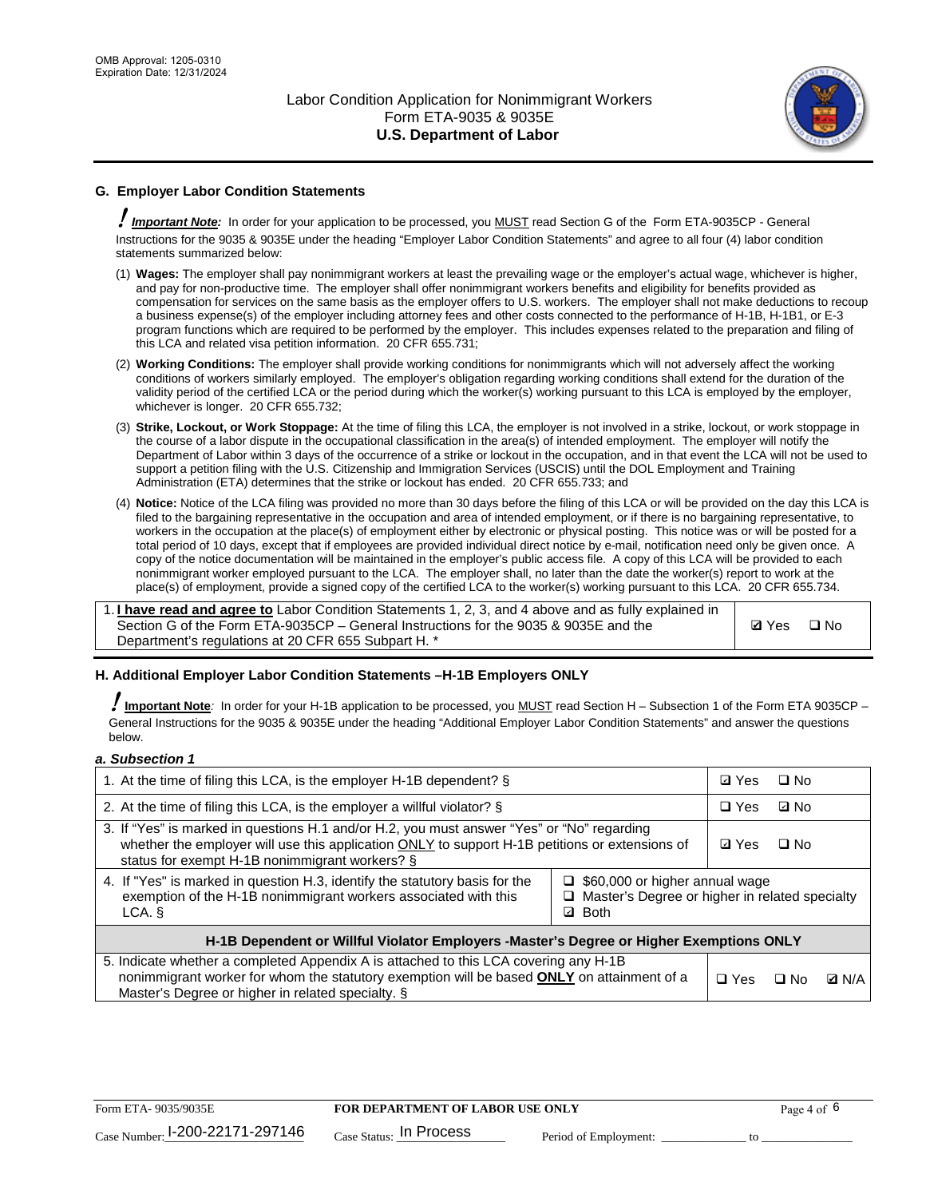## G. Employer Labor Condition Statements

! ***Important Note:*** In order for your application to be processed, you MUST read Section G of the Form ETA-9035CP - General Instructions for the 9035 & 9035E under the heading "Employer Labor Condition Statements" and agree to all four (4) labor condition statements summarized below:

(1) **Wages:** The employer shall pay nonimmigrant workers at least the prevailing wage or the employer's actual wage, whichever is higher, and pay for non-productive time. The employer shall offer nonimmigrant workers benefits and eligibility for benefits provided as compensation for services on the same basis as the employer offers to U.S. workers. The employer shall not make deductions to recoup a business expense(s) of the employer including attorney fees and other costs connected to the performance of H-1B, H-1B1, or E-3 program functions which are required to be performed by the employer. This includes expenses related to the preparation and filing of this LCA and related visa petition information. 20 CFR 655.731;

(2) **Working Conditions:** The employer shall provide working conditions for nonimmigrants which will not adversely affect the working conditions of workers similarly employed. The employer's obligation regarding working conditions shall extend for the duration of the validity period of the certified LCA or the period during which the worker(s) working pursuant to this LCA is employed by the employer, whichever is longer. 20 CFR 655.732;

(3) **Strike, Lockout, or Work Stoppage:** At the time of filing this LCA, the employer is not involved in a strike, lockout, or work stoppage in the course of a labor dispute in the occupational classification in the area(s) of intended employment. The employer will notify the Department of Labor within 3 days of the occurrence of a strike or lockout in the occupation, and in that event the LCA will not be used to support a petition filing with the U.S. Citizenship and Immigration Services (USCIS) until the DOL Employment and Training Administration (ETA) determines that the strike or lockout has ended. 20 CFR 655.733; and

(4) **Notice:** Notice of the LCA filing was provided no more than 30 days before the filing of this LCA or will be provided on the day this LCA is filed to the bargaining representative in the occupation and area of intended employment, or if there is no bargaining representative, to workers in the occupation at the place(s) of employment either by electronic or physical posting. This notice was or will be posted for a total period of 10 days, except that if employees are provided individual direct notice by e-mail, notification need only be given once. A copy of the notice documentation will be maintained in the employer's public access file. A copy of this LCA will be provided to each nonimmigrant worker employed pursuant to the LCA. The employer shall, no later than the date the worker(s) report to work at the place(s) of employment, provide a signed copy of the certified LCA to the worker(s) working pursuant to this LCA. 20 CFR 655.734.

| | |
|---|---|
| 1. **I have read and agree to** Labor Condition Statements 1, 2, 3, and 4 above and as fully explained in Section G of the Form ETA-9035CP – General Instructions for the 9035 & 9035E and the Department's regulations at 20 CFR 655 Subpart H. * | ☑ Yes ☐ No |

## H. Additional Employer Labor Condition Statements –H-1B Employers ONLY

! **Important Note**: In order for your H-1B application to be processed, you MUST read Section H – Subsection 1 of the Form ETA 9035CP – General Instructions for the 9035 & 9035E under the heading "Additional Employer Labor Condition Statements" and answer the questions below.

### *a. Subsection 1*

| | |
|---|---|
| 1. At the time of filing this LCA, is the employer H-1B dependent? § | ☑ Yes ☐ No |
| 2. At the time of filing this LCA, is the employer a willful violator? § | ☐ Yes ☑ No |
| 3. If "Yes" is marked in questions H.1 and/or H.2, you must answer "Yes" or "No" regarding whether the employer will use this application ONLY to support H-1B petitions or extensions of status for exempt H-1B nonimmigrant workers? § | ☑ Yes ☐ No |
| 4. If "Yes" is marked in question H.3, identify the statutory basis for the exemption of the H-1B nonimmigrant workers associated with this LCA. § | ☐ $60,000 or higher annual wage<br>☐ Master's Degree or higher in related specialty<br>☑ Both |
| **H-1B Dependent or Willful Violator Employers -Master's Degree or Higher Exemptions ONLY** | |
| 5. Indicate whether a completed Appendix A is attached to this LCA covering any H-1B nonimmigrant worker for whom the statutory exemption will be based **ONLY** on attainment of a Master's Degree or higher in related specialty. § | ☐ Yes ☐ No ☑ N/A |

Form ETA- 9035/9035E | **FOR DEPARTMENT OF LABOR USE ONLY**

Case Number: I-200-22171-297146 Case Status: In Process Period of Employment: _____________ to _______________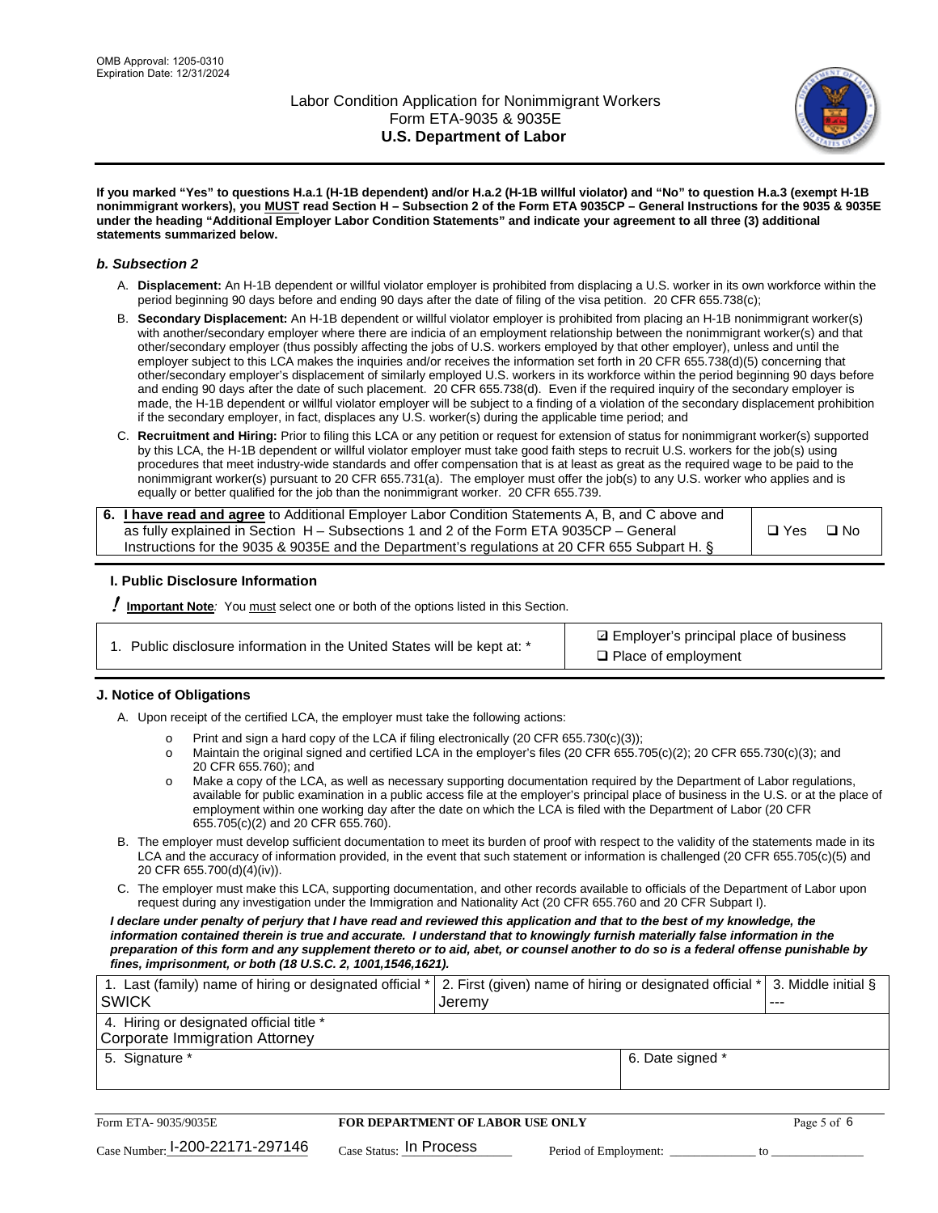OMB Approval: 1205-0310
Expiration Date: 12/31/2024

# Labor Condition Application for Nonimmigrant Workers
## Form ETA-9035 & 9035E
## U.S. Department of Labor

**If you marked "Yes" to questions H.a.1 (H-1B dependent) and/or H.a.2 (H-1B willful violator) and "No" to question H.a.3 (exempt H-1B nonimmigrant workers), you MUST read Section H – Subsection 2 of the Form ETA 9035CP – General Instructions for the 9035 & 9035E under the heading "Additional Employer Labor Condition Statements" and indicate your agreement to all three (3) additional statements summarized below.**

### *b. Subsection 2*

A. **Displacement:** An H-1B dependent or willful violator employer is prohibited from displacing a U.S. worker in its own workforce within the period beginning 90 days before and ending 90 days after the date of filing of the visa petition. 20 CFR 655.738(c);

B. **Secondary Displacement:** An H-1B dependent or willful violator employer is prohibited from placing an H-1B nonimmigrant worker(s) with another/secondary employer where there are indicia of an employment relationship between the nonimmigrant worker(s) and that other/secondary employer (thus possibly affecting the jobs of U.S. workers employed by that other employer), unless and until the employer subject to this LCA makes the inquiries and/or receives the information set forth in 20 CFR 655.738(d)(5) concerning that other/secondary employer's displacement of similarly employed U.S. workers in its workforce within the period beginning 90 days before and ending 90 days after the date of such placement. 20 CFR 655.738(d). Even if the required inquiry of the secondary employer is made, the H-1B dependent or willful violator employer will be subject to a finding of a violation of the secondary displacement prohibition if the secondary employer, in fact, displaces any U.S. worker(s) during the applicable time period; and

C. **Recruitment and Hiring:** Prior to filing this LCA or any petition or request for extension of status for nonimmigrant worker(s) supported by this LCA, the H-1B dependent or willful violator employer must take good faith steps to recruit U.S. workers for the job(s) using procedures that meet industry-wide standards and offer compensation that is at least as great as the required wage to be paid to the nonimmigrant worker(s) pursuant to 20 CFR 655.731(a). The employer must offer the job(s) to any U.S. worker who applies and is equally or better qualified for the job than the nonimmigrant worker. 20 CFR 655.739.

| 6. **I have read and agree** to Additional Employer Labor Condition Statements A, B, and C above and as fully explained in Section H – Subsections 1 and 2 of the Form ETA 9035CP – General Instructions for the 9035 & 9035E and the Department's regulations at 20 CFR 655 Subpart H. § | ❑ Yes ❑ No |
|---|---|

### I. Public Disclosure Information

**! Important Note**: You must select one or both of the options listed in this Section.

| 1. Public disclosure information in the United States will be kept at: * | ☑ Employer's principal place of business<br>❑ Place of employment |
|---|---|

### J. Notice of Obligations

A. Upon receipt of the certified LCA, the employer must take the following actions:

- Print and sign a hard copy of the LCA if filing electronically (20 CFR 655.730(c)(3));
- Maintain the original signed and certified LCA in the employer's files (20 CFR 655.705(c)(2); 20 CFR 655.730(c)(3); and 20 CFR 655.760); and
- Make a copy of the LCA, as well as necessary supporting documentation required by the Department of Labor regulations, available for public examination in a public access file at the employer's principal place of business in the U.S. or at the place of employment within one working day after the date on which the LCA is filed with the Department of Labor (20 CFR 655.705(c)(2) and 20 CFR 655.760).

B. The employer must develop sufficient documentation to meet its burden of proof with respect to the validity of the statements made in its LCA and the accuracy of information provided, in the event that such statement or information is challenged (20 CFR 655.705(c)(5) and 20 CFR 655.700(d)(4)(iv)).

C. The employer must make this LCA, supporting documentation, and other records available to officials of the Department of Labor upon request during any investigation under the Immigration and Nationality Act (20 CFR 655.760 and 20 CFR Subpart I).

***I declare under penalty of perjury that I have read and reviewed this application and that to the best of my knowledge, the information contained therein is true and accurate. I understand that to knowingly furnish materially false information in the preparation of this form and any supplement thereto or to aid, abet, or counsel another to do so is a federal offense punishable by fines, imprisonment, or both (18 U.S.C. 2, 1001,1546,1621).***

| 1. Last (family) name of hiring or designated official *<br>SWICK | 2. First (given) name of hiring or designated official *<br>Jeremy | 3. Middle initial §<br>--- |
|---|---|---|
| 4. Hiring or designated official title *<br>Corporate Immigration Attorney | | |
| 5. Signature * | 6. Date signed * | |

Form ETA- 9035/9035E | **FOR DEPARTMENT OF LABOR USE ONLY**

Case Number: I-200-22171-297146 Case Status: In Process Period of Employment: _____________ to _____________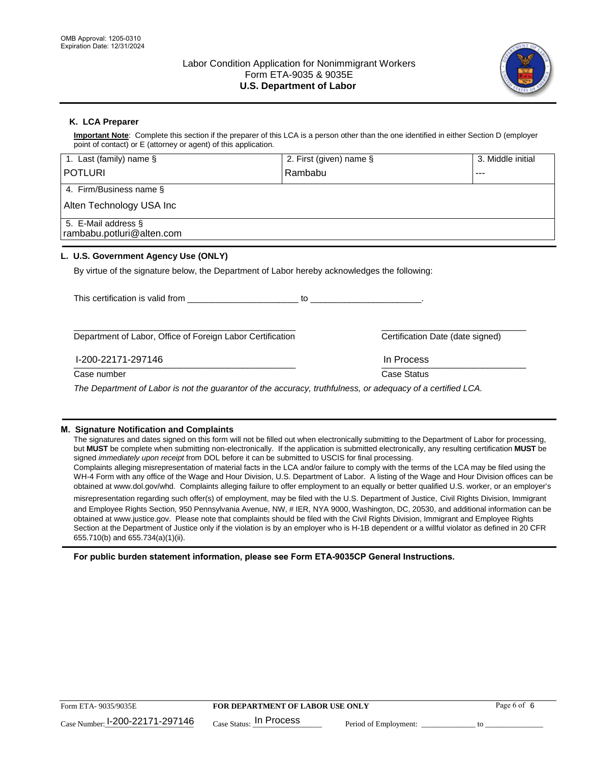OMB Approval: 1205-0310
Expiration Date: 12/31/2024

Labor Condition Application for Nonimmigrant Workers
Form ETA-9035 & 9035E
**U.S. Department of Labor**

### K. LCA Preparer

**Important Note**: Complete this section if the preparer of this LCA is a person other than the one identified in either Section D (employer point of contact) or E (attorney or agent) of this application.

| 1. Last (family) name § | 2. First (given) name § | 3. Middle initial |
| --- | --- | --- |
| POTLURI | Rambabu | --- |
| 4. Firm/Business name § | | |
| Alten Technology USA Inc | | |
| 5. E-Mail address § | | |
| rambabu.potluri@alten.com | | |

### L. U.S. Government Agency Use (ONLY)

By virtue of the signature below, the Department of Labor hereby acknowledges the following:

This certification is valid from ______________________ to ______________________.

Department of Labor, Office of Foreign Labor Certification

Certification Date (date signed)

I-200-22171-297146

Case number

In Process

Case Status

*The Department of Labor is not the guarantor of the accuracy, truthfulness, or adequacy of a certified LCA.*

### M. Signature Notification and Complaints

The signatures and dates signed on this form will not be filled out when electronically submitting to the Department of Labor for processing, but **MUST** be complete when submitting non-electronically. If the application is submitted electronically, any resulting certification **MUST** be signed *immediately upon receipt* from DOL before it can be submitted to USCIS for final processing.

Complaints alleging misrepresentation of material facts in the LCA and/or failure to comply with the terms of the LCA may be filed using the WH-4 Form with any office of the Wage and Hour Division, U.S. Department of Labor. A listing of the Wage and Hour Division offices can be obtained at www.dol.gov/whd. Complaints alleging failure to offer employment to an equally or better qualified U.S. worker, or an employer's misrepresentation regarding such offer(s) of employment, may be filed with the U.S. Department of Justice, Civil Rights Division, Immigrant and Employee Rights Section, 950 Pennsylvania Avenue, NW, # IER, NYA 9000, Washington, DC, 20530, and additional information can be obtained at www.justice.gov. Please note that complaints should be filed with the Civil Rights Division, Immigrant and Employee Rights Section at the Department of Justice only if the violation is by an employer who is H-1B dependent or a willful violator as defined in 20 CFR 655.710(b) and 655.734(a)(1)(ii).

**For public burden statement information, please see Form ETA-9035CP General Instructions.**

Form ETA- 9035/9035E | **FOR DEPARTMENT OF LABOR USE ONLY**

Case Number: I-200-22171-297146 Case Status: In Process Period of Employment: ____________ to ____________